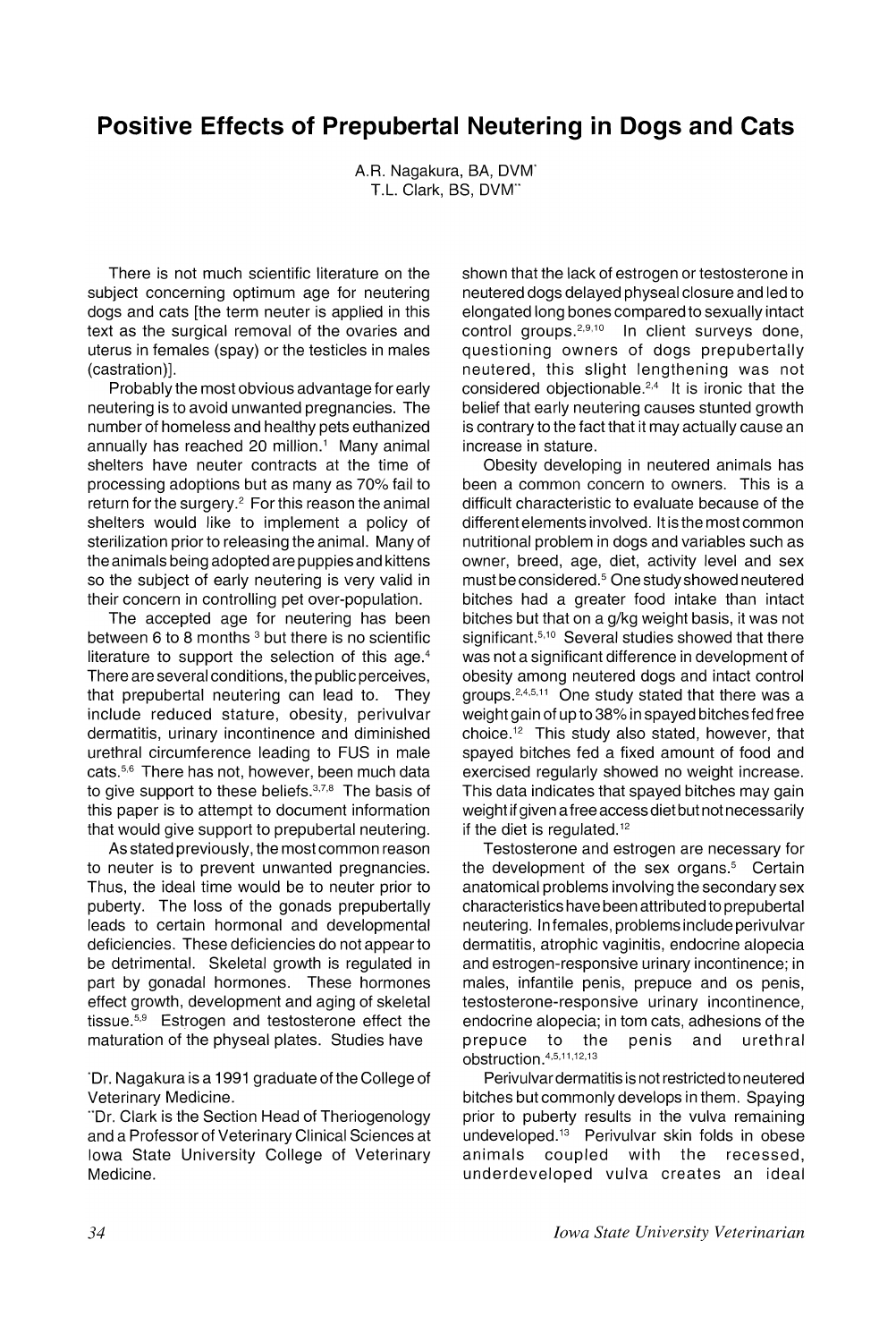# Positive Effects of Prepubertal Neutering in Dogs and Cats

A.R. Nagakura, BA, DVM*
T.L. Clark, BS, DVM**

There is not much scientific literature on the subject concerning optimum age for neutering dogs and cats [the term neuter is applied in this text as the surgical removal of the ovaries and uterus in females (spay) or the testicles in males (castration)].

Probably the most obvious advantage for early neutering is to avoid unwanted pregnancies. The number of homeless and healthy pets euthanized annually has reached 20 million.[1] Many animal shelters have neuter contracts at the time of processing adoptions but as many as 70% fail to return for the surgery.[2] For this reason the animal shelters would like to implement a policy of sterilization prior to releasing the animal. Many of the animals being adopted are puppies and kittens so the subject of early neutering is very valid in their concern in controlling pet over-population.

The accepted age for neutering has been between 6 to 8 months [3] but there is no scientific literature to support the selection of this age.[4] There are several conditions, the public perceives, that prepubertal neutering can lead to. They include reduced stature, obesity, perivulvar dermatitis, urinary incontinence and diminished urethral circumference leading to FUS in male cats.[5,6] There has not, however, been much data to give support to these beliefs.[3,7,8] The basis of this paper is to attempt to document information that would give support to prepubertal neutering.

As stated previously, the most common reason to neuter is to prevent unwanted pregnancies. Thus, the ideal time would be to neuter prior to puberty. The loss of the gonads prepubertally leads to certain hormonal and developmental deficiencies. These deficiencies do not appear to be detrimental. Skeletal growth is regulated in part by gonadal hormones. These hormones effect growth, development and aging of skeletal tissue.[5,9] Estrogen and testosterone effect the maturation of the physeal plates. Studies have shown that the lack of estrogen or testosterone in neutered dogs delayed physeal closure and led to elongated long bones compared to sexually intact control groups.[2,9,10] In client surveys done, questioning owners of dogs prepubertally neutered, this slight lengthening was not considered objectionable.[2,4] It is ironic that the belief that early neutering causes stunted growth is contrary to the fact that it may actually cause an increase in stature.

Obesity developing in neutered animals has been a common concern to owners. This is a difficult characteristic to evaluate because of the different elements involved. It is the most common nutritional problem in dogs and variables such as owner, breed, age, diet, activity level and sex must be considered.[5] One study showed neutered bitches had a greater food intake than intact bitches but that on a g/kg weight basis, it was not significant.[5,10] Several studies showed that there was not a significant difference in development of obesity among neutered dogs and intact control groups.[2,4,5,11] One study stated that there was a weight gain of up to 38% in spayed bitches fed free choice.[12] This study also stated, however, that spayed bitches fed a fixed amount of food and exercised regularly showed no weight increase. This data indicates that spayed bitches may gain weight if given a free access diet but not necessarily if the diet is regulated.[12]

Testosterone and estrogen are necessary for the development of the sex organs.[5] Certain anatomical problems involving the secondary sex characteristics have been attributed to prepubertal neutering. In females, problems include perivulvar dermatitis, atrophic vaginitis, endocrine alopecia and estrogen-responsive urinary incontinence; in males, infantile penis, prepuce and os penis, testosterone-responsive urinary incontinence, endocrine alopecia; in tom cats, adhesions of the prepuce to the penis and urethral obstruction.[4,5,11,12,13]

Perivulvar dermatitis is not restricted to neutered bitches but commonly develops in them. Spaying prior to puberty results in the vulva remaining undeveloped.[13] Perivulvar skin folds in obese animals coupled with the recessed, underdeveloped vulva creates an ideal

*Dr. Nagakura is a 1991 graduate of the College of Veterinary Medicine.

**Dr. Clark is the Section Head of Theriogenology and a Professor of Veterinary Clinical Sciences at Iowa State University College of Veterinary Medicine.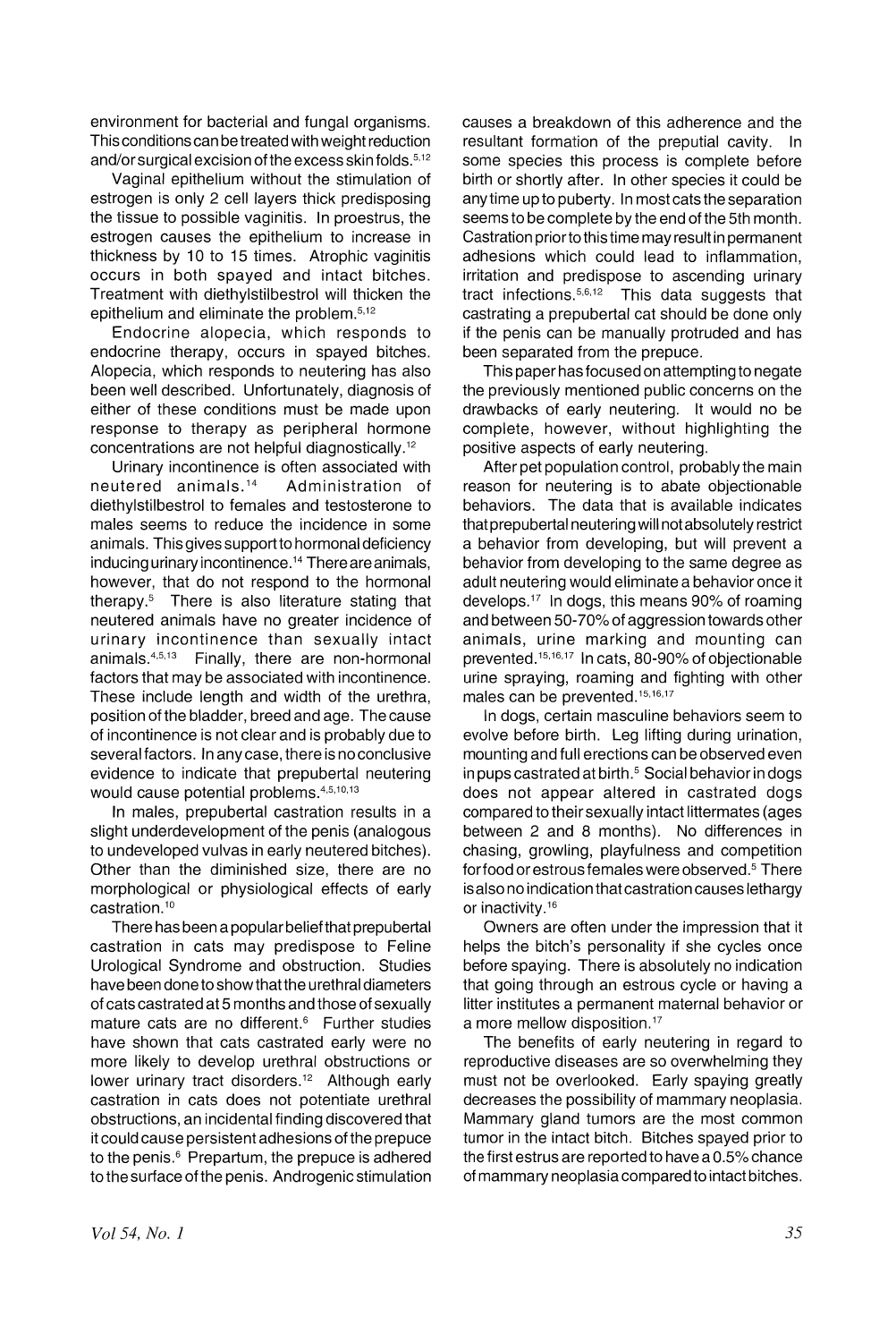environment for bacterial and fungal organisms. This conditions can be treated with weight reduction and/or surgical excision of the excess skin folds.[5,12]

Vaginal epithelium without the stimulation of estrogen is only 2 cell layers thick predisposing the tissue to possible vaginitis. In proestrus, the estrogen causes the epithelium to increase in thickness by 10 to 15 times. Atrophic vaginitis occurs in both spayed and intact bitches. Treatment with diethylstilbestrol will thicken the epithelium and eliminate the problem.[5,12]

Endocrine alopecia, which responds to endocrine therapy, occurs in spayed bitches. Alopecia, which responds to neutering has also been well described. Unfortunately, diagnosis of either of these conditions must be made upon response to therapy as peripheral hormone concentrations are not helpful diagnostically.[12]

Urinary incontinence is often associated with neutered animals.[14] Administration of diethylstilbestrol to females and testosterone to males seems to reduce the incidence in some animals. This gives support to hormonal deficiency inducing urinary incontinence.[14] There are animals, however, that do not respond to the hormonal therapy.[5] There is also literature stating that neutered animals have no greater incidence of urinary incontinence than sexually intact animals.[4,5,13] Finally, there are non-hormonal factors that may be associated with incontinence. These include length and width of the urethra, position of the bladder, breed and age. The cause of incontinence is not clear and is probably due to several factors. In any case, there is no conclusive evidence to indicate that prepubertal neutering would cause potential problems.[4,5,10,13]

In males, prepubertal castration results in a slight underdevelopment of the penis (analogous to undeveloped vulvas in early neutered bitches). Other than the diminished size, there are no morphological or physiological effects of early castration.[10]

There has been a popular belief that prepubertal castration in cats may predispose to Feline Urological Syndrome and obstruction. Studies have been done to show that the urethral diameters of cats castrated at 5 months and those of sexually mature cats are no different.[6] Further studies have shown that cats castrated early were no more likely to develop urethral obstructions or lower urinary tract disorders.[12] Although early castration in cats does not potentiate urethral obstructions, an incidental finding discovered that it could cause persistent adhesions of the prepuce to the penis.[6] Prepartum, the prepuce is adhered to the surface of the penis. Androgenic stimulation causes a breakdown of this adherence and the resultant formation of the preputial cavity. In some species this process is complete before birth or shortly after. In other species it could be any time up to puberty. In most cats the separation seems to be complete by the end of the 5th month. Castration prior to this time may result in permanent adhesions which could lead to inflammation, irritation and predispose to ascending urinary tract infections.[5,6,12] This data suggests that castrating a prepubertal cat should be done only if the penis can be manually protruded and has been separated from the prepuce.

This paper has focused on attempting to negate the previously mentioned public concerns on the drawbacks of early neutering. It would no be complete, however, without highlighting the positive aspects of early neutering.

After pet population control, probably the main reason for neutering is to abate objectionable behaviors. The data that is available indicates that prepubertal neutering will not absolutely restrict a behavior from developing, but will prevent a behavior from developing to the same degree as adult neutering would eliminate a behavior once it develops.[17] In dogs, this means 90% of roaming and between 50-70% of aggression towards other animals, urine marking and mounting can prevented.[15,16,17] In cats, 80-90% of objectionable urine spraying, roaming and fighting with other males can be prevented.[15,16,17]

In dogs, certain masculine behaviors seem to evolve before birth. Leg lifting during urination, mounting and full erections can be observed even in pups castrated at birth.[5] Social behavior in dogs does not appear altered in castrated dogs compared to their sexually intact littermates (ages between 2 and 8 months). No differences in chasing, growling, playfulness and competition for food or estrous females were observed.[5] There is also no indication that castration causes lethargy or inactivity.[16]

Owners are often under the impression that it helps the bitch's personality if she cycles once before spaying. There is absolutely no indication that going through an estrous cycle or having a litter institutes a permanent maternal behavior or a more mellow disposition.[17]

The benefits of early neutering in regard to reproductive diseases are so overwhelming they must not be overlooked. Early spaying greatly decreases the possibility of mammary neoplasia. Mammary gland tumors are the most common tumor in the intact bitch. Bitches spayed prior to the first estrus are reported to have a 0.5% chance of mammary neoplasia compared to intact bitches.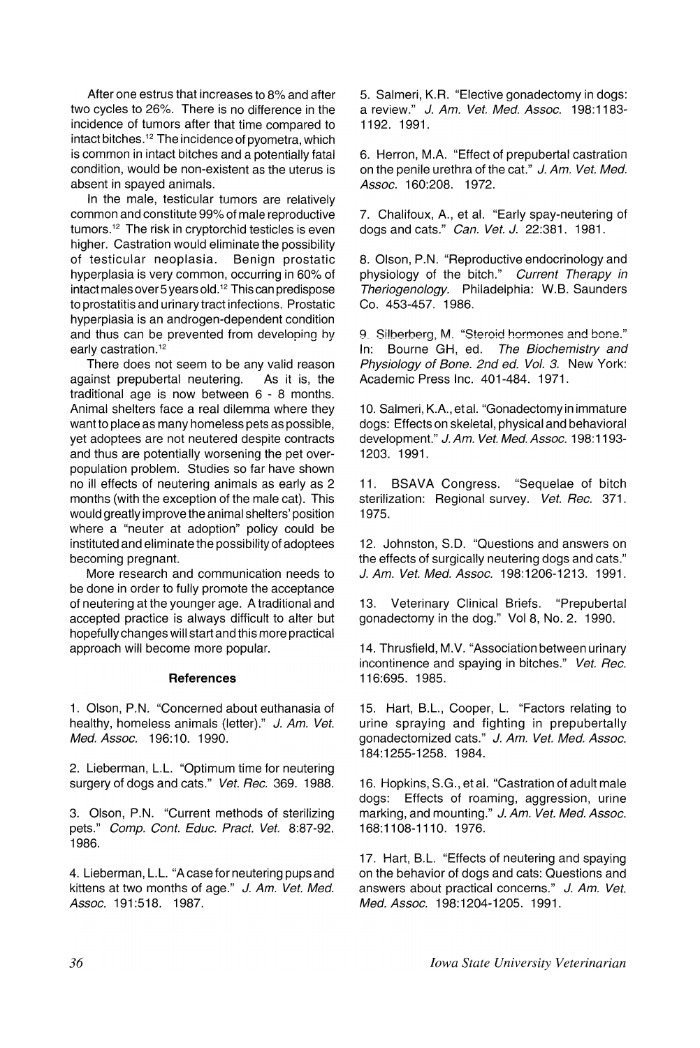After one estrus that increases to 8% and after two cycles to 26%. There is no difference in the incidence of tumors after that time compared to intact bitches.[12] The incidence of pyometra, which is common in intact bitches and a potentially fatal condition, would be non-existent as the uterus is absent in spayed animals.

In the male, testicular tumors are relatively common and constitute 99% of male reproductive tumors.[12] The risk in cryptorchid testicles is even higher. Castration would eliminate the possibility of testicular neoplasia. Benign prostatic hyperplasia is very common, occurring in 60% of intact males over 5 years old.[12] This can predispose to prostatitis and urinary tract infections. Prostatic hyperplasia is an androgen-dependent condition and thus can be prevented from developing by early castration.[12]

There does not seem to be any valid reason against prepubertal neutering. As it is, the traditional age is now between 6 - 8 months. Animal shelters face a real dilemma where they want to place as many homeless pets as possible, yet adoptees are not neutered despite contracts and thus are potentially worsening the pet over-population problem. Studies so far have shown no ill effects of neutering animals as early as 2 months (with the exception of the male cat). This would greatly improve the animal shelters' position where a "neuter at adoption" policy could be instituted and eliminate the possibility of adoptees becoming pregnant.

More research and communication needs to be done in order to fully promote the acceptance of neutering at the younger age. A traditional and accepted practice is always difficult to alter but hopefully changes will start and this more practical approach will become more popular.

### References

1. Olson, P.N. "Concerned about euthanasia of healthy, homeless animals (letter)." *J. Am. Vet. Med. Assoc.* 196:10. 1990.

2. Lieberman, L.L. "Optimum time for neutering surgery of dogs and cats." *Vet. Rec.* 369. 1988.

3. Olson, P.N. "Current methods of sterilizing pets." *Comp. Cont. Educ. Pract. Vet.* 8:87-92. 1986.

4. Lieberman, L.L. "A case for neutering pups and kittens at two months of age." *J. Am. Vet. Med. Assoc.* 191:518. 1987.

5. Salmeri, K.R. "Elective gonadectomy in dogs: a review." *J. Am. Vet. Med. Assoc.* 198:1183-1192. 1991.

6. Herron, M.A. "Effect of prepubertal castration on the penile urethra of the cat." *J. Am. Vet. Med. Assoc.* 160:208. 1972.

7. Chalifoux, A., et al. "Early spay-neutering of dogs and cats." *Can. Vet. J.* 22:381. 1981.

8. Olson, P.N. "Reproductive endocrinology and physiology of the bitch." *Current Therapy in Theriogenology.* Philadelphia: W.B. Saunders Co. 453-457. 1986.

9. Silberberg, M. "Steroid hormones and bone." In: Bourne GH, ed. *The Biochemistry and Physiology of Bone. 2nd ed. Vol. 3.* New York: Academic Press Inc. 401-484. 1971.

10. Salmeri, K.A., et al. "Gonadectomy in immature dogs: Effects on skeletal, physical and behavioral development." *J. Am. Vet. Med. Assoc.* 198:1193-1203. 1991.

11. BSAVA Congress. "Sequelae of bitch sterilization: Regional survey. *Vet. Rec.* 371. 1975.

12. Johnston, S.D. "Questions and answers on the effects of surgically neutering dogs and cats." *J. Am. Vet. Med. Assoc.* 198:1206-1213. 1991.

13. Veterinary Clinical Briefs. "Prepubertal gonadectomy in the dog." Vol 8, No. 2. 1990.

14. Thrusfield, M.V. "Association between urinary incontinence and spaying in bitches." *Vet. Rec.* 116:695. 1985.

15. Hart, B.L., Cooper, L. "Factors relating to urine spraying and fighting in prepubertally gonadectomized cats." *J. Am. Vet. Med. Assoc.* 184:1255-1258. 1984.

16. Hopkins, S.G., et al. "Castration of adult male dogs: Effects of roaming, aggression, urine marking, and mounting." *J. Am. Vet. Med. Assoc.* 168:1108-1110. 1976.

17. Hart, B.L. "Effects of neutering and spaying on the behavior of dogs and cats: Questions and answers about practical concerns." *J. Am. Vet. Med. Assoc.* 198:1204-1205. 1991.